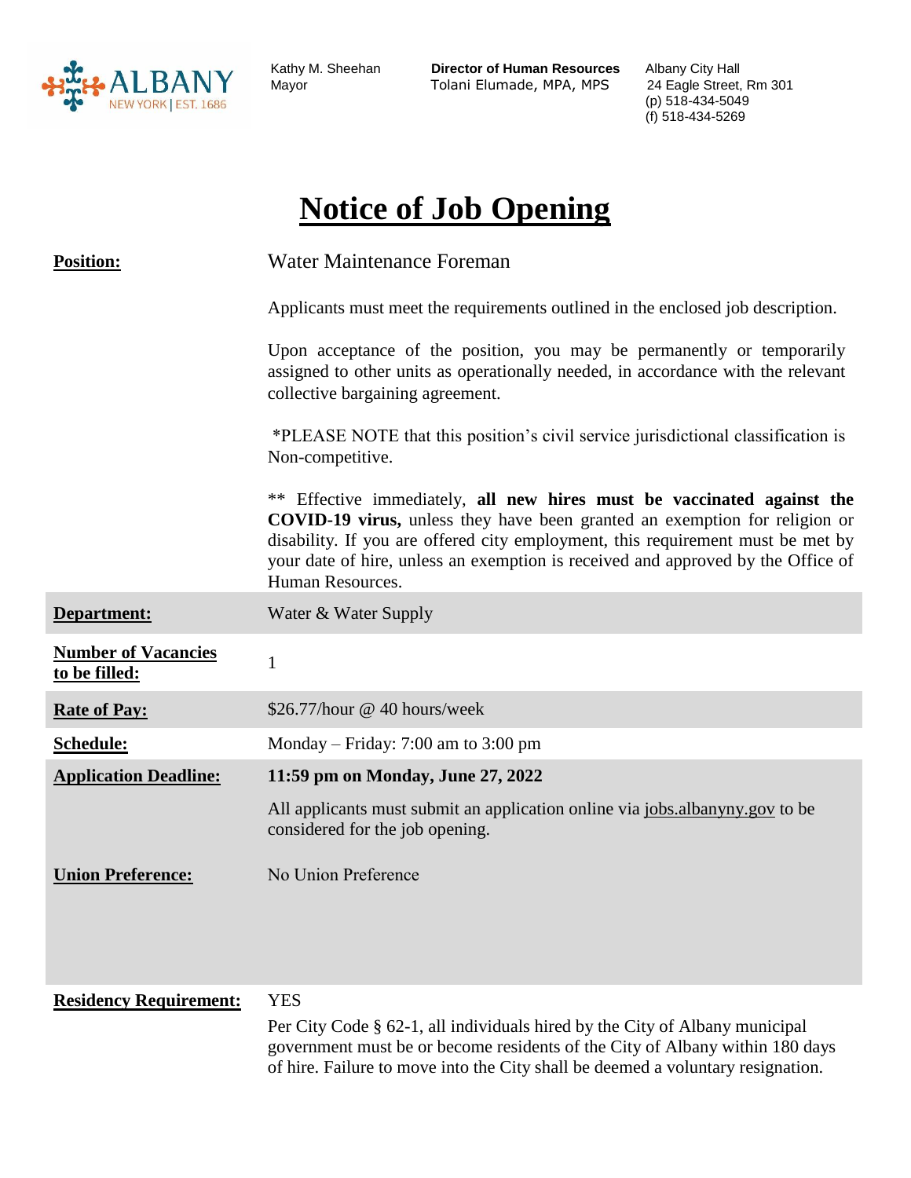Kathy M. Sheehan
Mayor

**Director of Human Resources**
Tolani Elumade, MPA, MPS

Albany City Hall
24 Eagle Street, Rm 301
(p) 518-434-5049
(f) 518-434-5269

# Notice of Job Opening

| | |
|---|---|
| **Position:** | Water Maintenance Foreman<br><br>Applicants must meet the requirements outlined in the enclosed job description.<br><br>Upon acceptance of the position, you may be permanently or temporarily assigned to other units as operationally needed, in accordance with the relevant collective bargaining agreement.<br><br>*PLEASE NOTE that this position's civil service jurisdictional classification is Non-competitive.<br><br>** Effective immediately, **all new hires must be vaccinated against the COVID-19 virus,** unless they have been granted an exemption for religion or disability. If you are offered city employment, this requirement must be met by your date of hire, unless an exemption is received and approved by the Office of Human Resources. |
| **Department:** | Water & Water Supply |
| **Number of Vacancies to be filled:** | 1 |
| **Rate of Pay:** | $26.77/hour @ 40 hours/week |
| **Schedule:** | Monday – Friday: 7:00 am to 3:00 pm |
| **Application Deadline:** | **11:59 pm on Monday, June 27, 2022**<br><br>All applicants must submit an application online via jobs.albanyny.gov to be considered for the job opening. |
| **Union Preference:** | No Union Preference |
| **Residency Requirement:** | YES<br><br>Per City Code § 62-1, all individuals hired by the City of Albany municipal government must be or become residents of the City of Albany within 180 days of hire. Failure to move into the City shall be deemed a voluntary resignation. |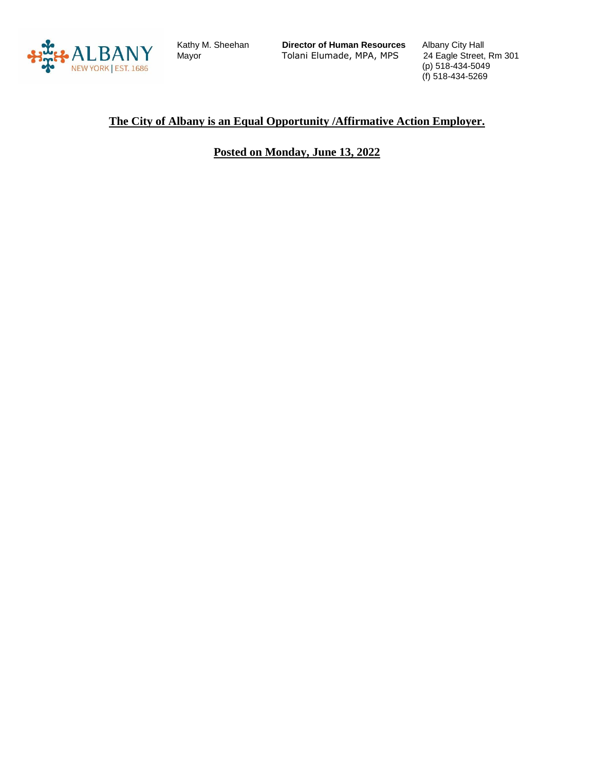**The City of Albany is an Equal Opportunity /Affirmative Action Employer.**

**Posted on Monday, June 13, 2022**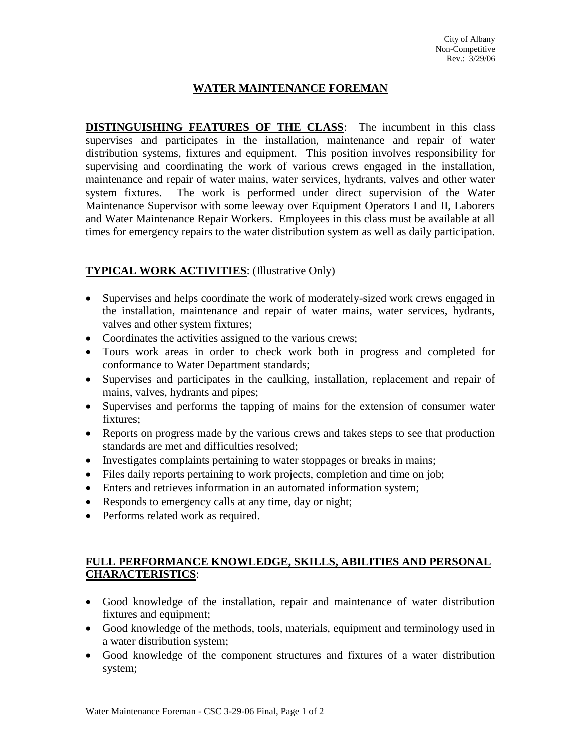City of Albany
Non-Competitive
Rev.: 3/29/06

# WATER MAINTENANCE FOREMAN

**DISTINGUISHING FEATURES OF THE CLASS**: The incumbent in this class supervises and participates in the installation, maintenance and repair of water distribution systems, fixtures and equipment. This position involves responsibility for supervising and coordinating the work of various crews engaged in the installation, maintenance and repair of water mains, water services, hydrants, valves and other water system fixtures. The work is performed under direct supervision of the Water Maintenance Supervisor with some leeway over Equipment Operators I and II, Laborers and Water Maintenance Repair Workers. Employees in this class must be available at all times for emergency repairs to the water distribution system as well as daily participation.

## TYPICAL WORK ACTIVITIES: (Illustrative Only)

- Supervises and helps coordinate the work of moderately-sized work crews engaged in the installation, maintenance and repair of water mains, water services, hydrants, valves and other system fixtures;
- Coordinates the activities assigned to the various crews;
- Tours work areas in order to check work both in progress and completed for conformance to Water Department standards;
- Supervises and participates in the caulking, installation, replacement and repair of mains, valves, hydrants and pipes;
- Supervises and performs the tapping of mains for the extension of consumer water fixtures;
- Reports on progress made by the various crews and takes steps to see that production standards are met and difficulties resolved;
- Investigates complaints pertaining to water stoppages or breaks in mains;
- Files daily reports pertaining to work projects, completion and time on job;
- Enters and retrieves information in an automated information system;
- Responds to emergency calls at any time, day or night;
- Performs related work as required.

## FULL PERFORMANCE KNOWLEDGE, SKILLS, ABILITIES AND PERSONAL CHARACTERISTICS:

- Good knowledge of the installation, repair and maintenance of water distribution fixtures and equipment;
- Good knowledge of the methods, tools, materials, equipment and terminology used in a water distribution system;
- Good knowledge of the component structures and fixtures of a water distribution system;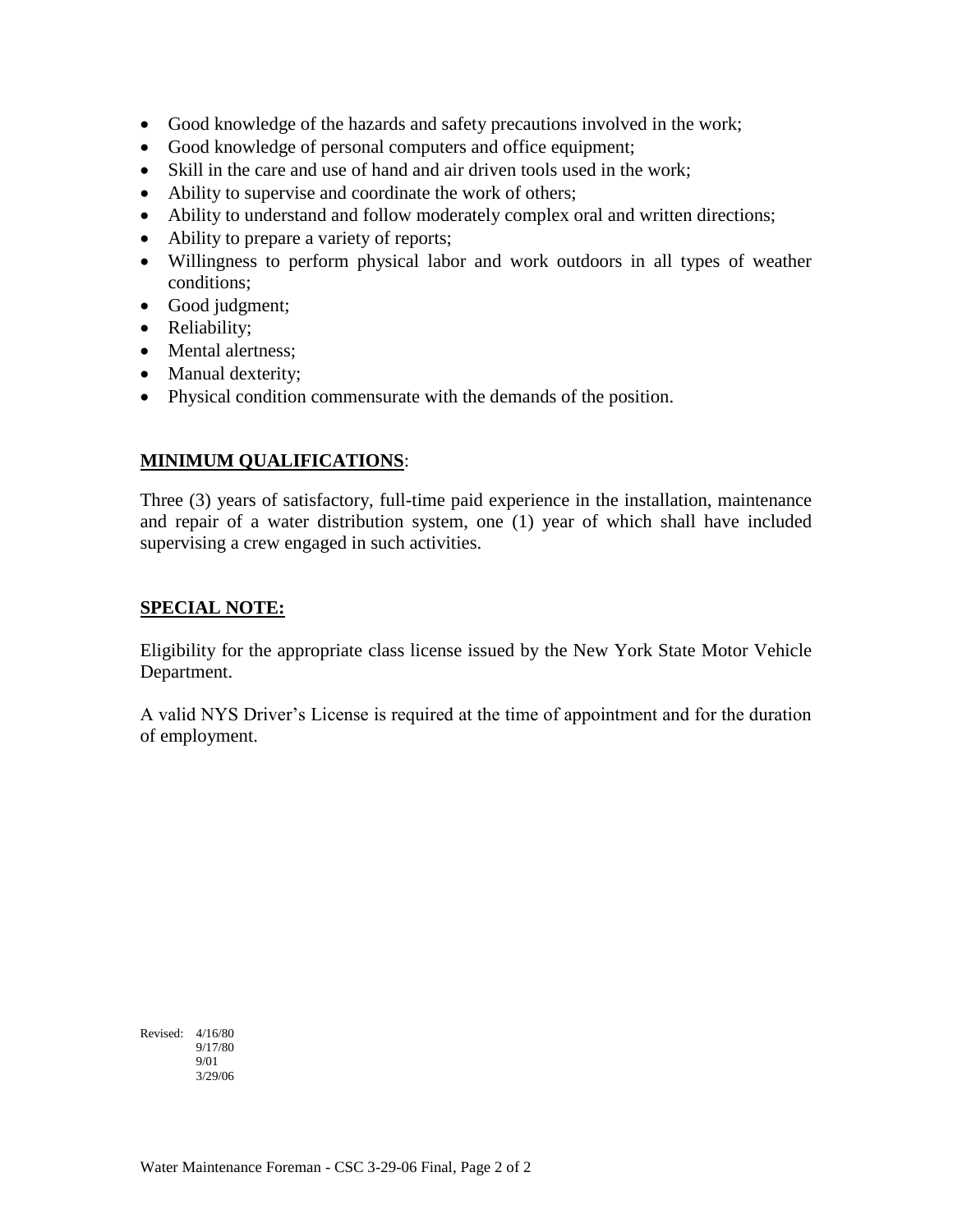- Good knowledge of the hazards and safety precautions involved in the work;
- Good knowledge of personal computers and office equipment;
- Skill in the care and use of hand and air driven tools used in the work;
- Ability to supervise and coordinate the work of others;
- Ability to understand and follow moderately complex oral and written directions;
- Ability to prepare a variety of reports;
- Willingness to perform physical labor and work outdoors in all types of weather conditions;
- Good judgment;
- Reliability;
- Mental alertness;
- Manual dexterity;
- Physical condition commensurate with the demands of the position.

**MINIMUM QUALIFICATIONS**:

Three (3) years of satisfactory, full-time paid experience in the installation, maintenance and repair of a water distribution system, one (1) year of which shall have included supervising a crew engaged in such activities.

**SPECIAL NOTE:**

Eligibility for the appropriate class license issued by the New York State Motor Vehicle Department.

A valid NYS Driver's License is required at the time of appointment and for the duration of employment.

Revised: 4/16/80
9/17/80
9/01
3/29/06